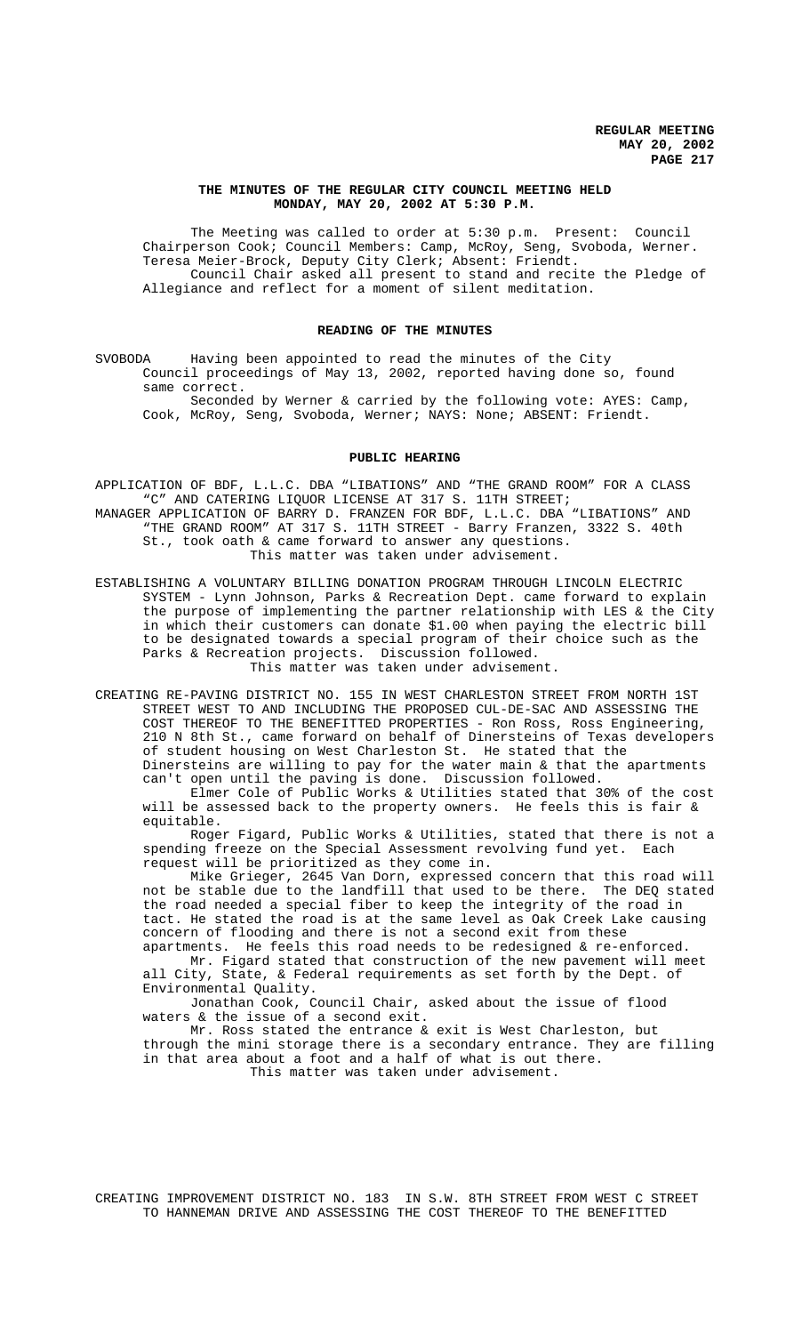**THE MINUTES OF THE REGULAR CITY COUNCIL MEETING HELD MONDAY, MAY 20, 2002 AT 5:30 P.M.**

The Meeting was called to order at 5:30 p.m. Present: Council Chairperson Cook; Council Members: Camp, McRoy, Seng, Svoboda, Werner. Teresa Meier-Brock, Deputy City Clerk; Absent: Friendt.

Council Chair asked all present to stand and recite the Pledge of Allegiance and reflect for a moment of silent meditation.

**READING OF THE MINUTES**

SVOBODA Having been appointed to read the minutes of the City Council proceedings of May 13, 2002, reported having done so, found same correct.

Seconded by Werner & carried by the following vote: AYES: Camp, Cook, McRoy, Seng, Svoboda, Werner; NAYS: None; ABSENT: Friendt.

**PUBLIC HEARING**

APPLICATION OF BDF, L.L.C. DBA "LIBATIONS" AND "THE GRAND ROOM" FOR A CLASS "C" AND CATERING LIQUOR LICENSE AT 317 S. 11TH STREET;

MANAGER APPLICATION OF BARRY D. FRANZEN FOR BDF, L.L.C. DBA "LIBATIONS" AND "THE GRAND ROOM" AT 317 S. 11TH STREET - Barry Franzen, 3322 S. 40th St., took oath & came forward to answer any questions.

This matter was taken under advisement.

ESTABLISHING A VOLUNTARY BILLING DONATION PROGRAM THROUGH LINCOLN ELECTRIC SYSTEM - Lynn Johnson, Parks & Recreation Dept. came forward to explain the purpose of implementing the partner relationship with LES & the City in which their customers can donate $1.00 when paying the electric bill to be designated towards a special program of their choice such as the Parks & Recreation projects. Discussion followed.

This matter was taken under advisement.

CREATING RE-PAVING DISTRICT NO. 155 IN WEST CHARLESTON STREET FROM NORTH 1ST STREET WEST TO AND INCLUDING THE PROPOSED CUL-DE-SAC AND ASSESSING THE COST THEREOF TO THE BENEFITTED PROPERTIES - Ron Ross, Ross Engineering, 210 N 8th St., came forward on behalf of Dinersteins of Texas developers of student housing on West Charleston St. He stated that the Dinersteins are willing to pay for the water main & that the apartments can't open until the paving is done. Discussion followed.

Elmer Cole of Public Works & Utilities stated that 30% of the cost will be assessed back to the property owners. He feels this is fair & equitable.

Roger Figard, Public Works & Utilities, stated that there is not a spending freeze on the Special Assessment revolving fund yet. Each request will be prioritized as they come in.

Mike Grieger, 2645 Van Dorn, expressed concern that this road will not be stable due to the landfill that used to be there. The DEQ stated the road needed a special fiber to keep the integrity of the road in tact. He stated the road is at the same level as Oak Creek Lake causing concern of flooding and there is not a second exit from these apartments. He feels this road needs to be redesigned & re-enforced.

Mr. Figard stated that construction of the new pavement will meet all City, State, & Federal requirements as set forth by the Dept. of Environmental Quality.

Jonathan Cook, Council Chair, asked about the issue of flood waters & the issue of a second exit.

Mr. Ross stated the entrance & exit is West Charleston, but through the mini storage there is a secondary entrance. They are filling in that area about a foot and a half of what is out there.

This matter was taken under advisement.

CREATING IMPROVEMENT DISTRICT NO. 183 IN S.W. 8TH STREET FROM WEST C STREET TO HANNEMAN DRIVE AND ASSESSING THE COST THEREOF TO THE BENEFITTED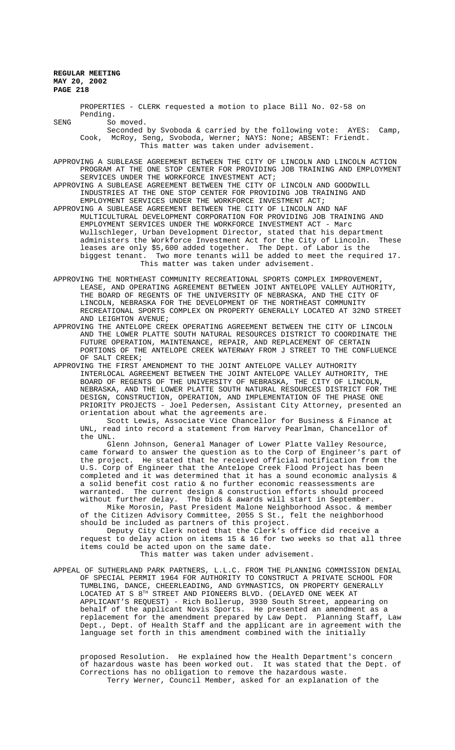PROPERTIES - CLERK requested a motion to place Bill No. 02-58 on Pending.

SENG So moved.

Seconded by Svoboda & carried by the following vote: AYES: Camp, Cook, McRoy, Seng, Svoboda, Werner; NAYS: None; ABSENT: Friendt.

This matter was taken under advisement.

APPROVING A SUBLEASE AGREEMENT BETWEEN THE CITY OF LINCOLN AND LINCOLN ACTION PROGRAM AT THE ONE STOP CENTER FOR PROVIDING JOB TRAINING AND EMPLOYMENT SERVICES UNDER THE WORKFORCE INVESTMENT ACT;

APPROVING A SUBLEASE AGREEMENT BETWEEN THE CITY OF LINCOLN AND GOODWILL INDUSTRIES AT THE ONE STOP CENTER FOR PROVIDING JOB TRAINING AND EMPLOYMENT SERVICES UNDER THE WORKFORCE INVESTMENT ACT;

APPROVING A SUBLEASE AGREEMENT BETWEEN THE CITY OF LINCOLN AND NAF MULTICULTURAL DEVELOPMENT CORPORATION FOR PROVIDING JOB TRAINING AND EMPLOYMENT SERVICES UNDER THE WORKFORCE INVESTMENT ACT - Marc Wullschleger, Urban Development Director, stated that his department administers the Workforce Investment Act for the City of Lincoln. These leases are only $5,600 added together. The Dept. of Labor is the biggest tenant. Two more tenants will be added to meet the required 17.

This matter was taken under advisement.

APPROVING THE NORTHEAST COMMUNITY RECREATIONAL SPORTS COMPLEX IMPROVEMENT, LEASE, AND OPERATING AGREEMENT BETWEEN JOINT ANTELOPE VALLEY AUTHORITY, THE BOARD OF REGENTS OF THE UNIVERSITY OF NEBRASKA, AND THE CITY OF LINCOLN, NEBRASKA FOR THE DEVELOPMENT OF THE NORTHEAST COMMUNITY RECREATIONAL SPORTS COMPLEX ON PROPERTY GENERALLY LOCATED AT 32ND STREET AND LEIGHTON AVENUE;

APPROVING THE ANTELOPE CREEK OPERATING AGREEMENT BETWEEN THE CITY OF LINCOLN AND THE LOWER PLATTE SOUTH NATURAL RESOURCES DISTRICT TO COORDINATE THE FUTURE OPERATION, MAINTENANCE, REPAIR, AND REPLACEMENT OF CERTAIN PORTIONS OF THE ANTELOPE CREEK WATERWAY FROM J STREET TO THE CONFLUENCE OF SALT CREEK;

APPROVING THE FIRST AMENDMENT TO THE JOINT ANTELOPE VALLEY AUTHORITY INTERLOCAL AGREEMENT BETWEEN THE JOINT ANTELOPE VALLEY AUTHORITY, THE BOARD OF REGENTS OF THE UNIVERSITY OF NEBRASKA, THE CITY OF LINCOLN, NEBRASKA, AND THE LOWER PLATTE SOUTH NATURAL RESOURCES DISTRICT FOR THE DESIGN, CONSTRUCTION, OPERATION, AND IMPLEMENTATION OF THE PHASE ONE PRIORITY PROJECTS - Joel Pedersen, Assistant City Attorney, presented an orientation about what the agreements are.

Scott Lewis, Associate Vice Chancellor for Business & Finance at UNL, read into record a statement from Harvey Pearlman, Chancellor of the UNL.

Glenn Johnson, General Manager of Lower Platte Valley Resource, came forward to answer the question as to the Corp of Engineer's part of the project. He stated that he received official notification from the U.S. Corp of Engineer that the Antelope Creek Flood Project has been completed and it was determined that it has a sound economic analysis & a solid benefit cost ratio & no further economic reassessments are warranted. The current design & construction efforts should proceed without further delay. The bids & awards will start in September.

Mike Morosin, Past President Malone Neighborhood Assoc. & member of the Citizen Advisory Committee, 2055 S St., felt the neighborhood should be included as partners of this project.

Deputy City Clerk noted that the Clerk's office did receive a request to delay action on items 15 & 16 for two weeks so that all three items could be acted upon on the same date.

This matter was taken under advisement.

APPEAL OF SUTHERLAND PARK PARTNERS, L.L.C. FROM THE PLANNING COMMISSION DENIAL OF SPECIAL PERMIT 1964 FOR AUTHORITY TO CONSTRUCT A PRIVATE SCHOOL FOR TUMBLING, DANCE, CHEERLEADING, AND GYMNASTICS, ON PROPERTY GENERALLY LOCATED AT S 8TH STREET AND PIONEERS BLVD. (DELAYED ONE WEEK AT APPLICANT'S REQUEST) - Rich Bollerup, 3930 South Street, appearing on behalf of the applicant Novis Sports. He presented an amendment as a replacement for the amendment prepared by Law Dept. Planning Staff, Law Dept., Dept. of Health Staff and the applicant are in agreement with the language set forth in this amendment combined with the initially proposed Resolution. He explained how the Health Department's concern of hazardous waste has been worked out. It was stated that the Dept. of Corrections has no obligation to remove the hazardous waste.

Terry Werner, Council Member, asked for an explanation of the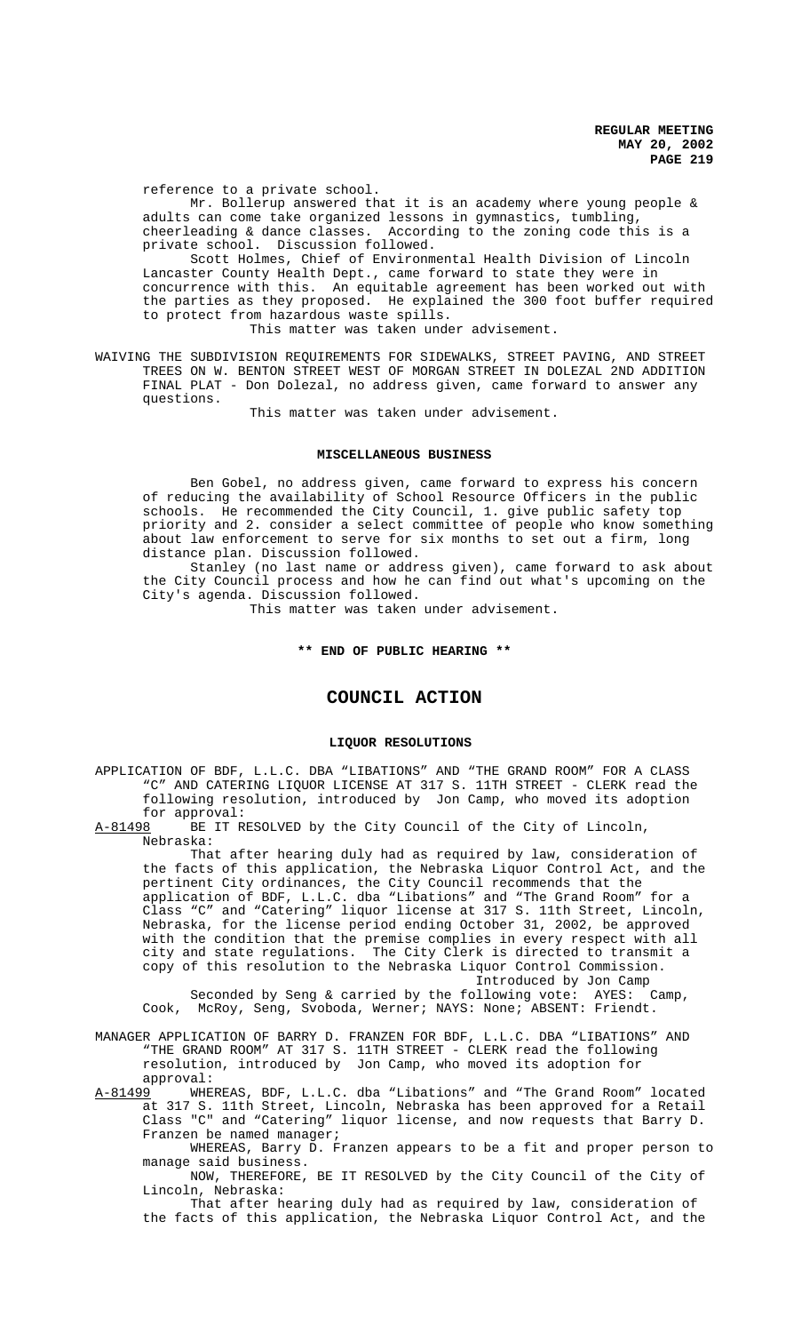reference to a private school.

Mr. Bollerup answered that it is an academy where young people & adults can come take organized lessons in gymnastics, tumbling, cheerleading & dance classes. According to the zoning code this is a private school. Discussion followed.

Scott Holmes, Chief of Environmental Health Division of Lincoln Lancaster County Health Dept., came forward to state they were in concurrence with this. An equitable agreement has been worked out with the parties as they proposed. He explained the 300 foot buffer required to protect from hazardous waste spills.

This matter was taken under advisement.

WAIVING THE SUBDIVISION REQUIREMENTS FOR SIDEWALKS, STREET PAVING, AND STREET TREES ON W. BENTON STREET WEST OF MORGAN STREET IN DOLEZAL 2ND ADDITION FINAL PLAT - Don Dolezal, no address given, came forward to answer any questions.

This matter was taken under advisement.

**MISCELLANEOUS BUSINESS**

Ben Gobel, no address given, came forward to express his concern of reducing the availability of School Resource Officers in the public schools. He recommended the City Council, 1. give public safety top priority and 2. consider a select committee of people who know something about law enforcement to serve for six months to set out a firm, long distance plan. Discussion followed.

Stanley (no last name or address given), came forward to ask about the City Council process and how he can find out what's upcoming on the City's agenda. Discussion followed.

This matter was taken under advisement.

**\*\* END OF PUBLIC HEARING \*\***

# COUNCIL ACTION

**LIQUOR RESOLUTIONS**

APPLICATION OF BDF, L.L.C. DBA "LIBATIONS" AND "THE GRAND ROOM" FOR A CLASS "C" AND CATERING LIQUOR LICENSE AT 317 S. 11TH STREET - CLERK read the following resolution, introduced by Jon Camp, who moved its adoption for approval:

A-81498 BE IT RESOLVED by the City Council of the City of Lincoln, Nebraska:

That after hearing duly had as required by law, consideration of the facts of this application, the Nebraska Liquor Control Act, and the pertinent City ordinances, the City Council recommends that the application of BDF, L.L.C. dba "Libations" and "The Grand Room" for a Class "C" and "Catering" liquor license at 317 S. 11th Street, Lincoln, Nebraska, for the license period ending October 31, 2002, be approved with the condition that the premise complies in every respect with all city and state regulations. The City Clerk is directed to transmit a copy of this resolution to the Nebraska Liquor Control Commission.

Introduced by Jon Camp

Seconded by Seng & carried by the following vote: AYES: Camp, Cook, McRoy, Seng, Svoboda, Werner; NAYS: None; ABSENT: Friendt.

MANAGER APPLICATION OF BARRY D. FRANZEN FOR BDF, L.L.C. DBA "LIBATIONS" AND "THE GRAND ROOM" AT 317 S. 11TH STREET - CLERK read the following resolution, introduced by Jon Camp, who moved its adoption for approval:

A-81499 WHEREAS, BDF, L.L.C. dba "Libations" and "The Grand Room" located at 317 S. 11th Street, Lincoln, Nebraska has been approved for a Retail Class "C" and "Catering" liquor license, and now requests that Barry D. Franzen be named manager;

WHEREAS, Barry D. Franzen appears to be a fit and proper person to manage said business.

NOW, THEREFORE, BE IT RESOLVED by the City Council of the City of Lincoln, Nebraska:

That after hearing duly had as required by law, consideration of the facts of this application, the Nebraska Liquor Control Act, and the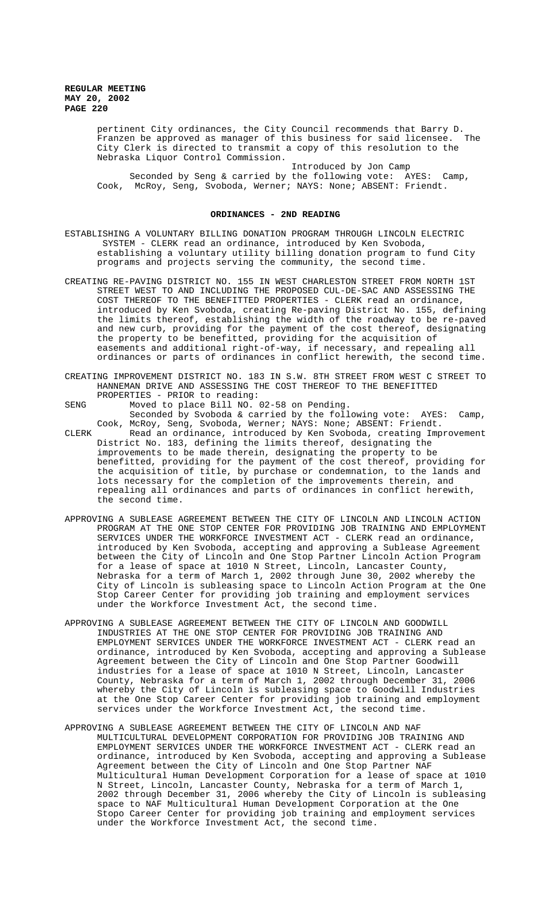pertinent City ordinances, the City Council recommends that Barry D. Franzen be approved as manager of this business for said licensee. The City Clerk is directed to transmit a copy of this resolution to the Nebraska Liquor Control Commission.

Introduced by Jon Camp

Seconded by Seng & carried by the following vote: AYES: Camp, Cook, McRoy, Seng, Svoboda, Werner; NAYS: None; ABSENT: Friendt.

## ORDINANCES - 2ND READING

ESTABLISHING A VOLUNTARY BILLING DONATION PROGRAM THROUGH LINCOLN ELECTRIC SYSTEM - CLERK read an ordinance, introduced by Ken Svoboda, establishing a voluntary utility billing donation program to fund City programs and projects serving the community, the second time.

CREATING RE-PAVING DISTRICT NO. 155 IN WEST CHARLESTON STREET FROM NORTH 1ST STREET WEST TO AND INCLUDING THE PROPOSED CUL-DE-SAC AND ASSESSING THE COST THEREOF TO THE BENEFITTED PROPERTIES - CLERK read an ordinance, introduced by Ken Svoboda, creating Re-paving District No. 155, defining the limits thereof, establishing the width of the roadway to be re-paved and new curb, providing for the payment of the cost thereof, designating the property to be benefitted, providing for the acquisition of easements and additional right-of-way, if necessary, and repealing all ordinances or parts of ordinances in conflict herewith, the second time.

CREATING IMPROVEMENT DISTRICT NO. 183 IN S.W. 8TH STREET FROM WEST C STREET TO HANNEMAN DRIVE AND ASSESSING THE COST THEREOF TO THE BENEFITTED PROPERTIES - PRIOR to reading:

SENG Moved to place Bill NO. 02-58 on Pending.

Seconded by Svoboda & carried by the following vote: AYES: Camp, Cook, McRoy, Seng, Svoboda, Werner; NAYS: None; ABSENT: Friendt.

CLERK Read an ordinance, introduced by Ken Svoboda, creating Improvement District No. 183, defining the limits thereof, designating the improvements to be made therein, designating the property to be benefitted, providing for the payment of the cost thereof, providing for the acquisition of title, by purchase or condemnation, to the lands and lots necessary for the completion of the improvements therein, and repealing all ordinances and parts of ordinances in conflict herewith, the second time.

APPROVING A SUBLEASE AGREEMENT BETWEEN THE CITY OF LINCOLN AND LINCOLN ACTION PROGRAM AT THE ONE STOP CENTER FOR PROVIDING JOB TRAINING AND EMPLOYMENT SERVICES UNDER THE WORKFORCE INVESTMENT ACT - CLERK read an ordinance, introduced by Ken Svoboda, accepting and approving a Sublease Agreement between the City of Lincoln and One Stop Partner Lincoln Action Program for a lease of space at 1010 N Street, Lincoln, Lancaster County, Nebraska for a term of March 1, 2002 through June 30, 2002 whereby the City of Lincoln is subleasing space to Lincoln Action Program at the One Stop Career Center for providing job training and employment services under the Workforce Investment Act, the second time.

APPROVING A SUBLEASE AGREEMENT BETWEEN THE CITY OF LINCOLN AND GOODWILL INDUSTRIES AT THE ONE STOP CENTER FOR PROVIDING JOB TRAINING AND EMPLOYMENT SERVICES UNDER THE WORKFORCE INVESTMENT ACT - CLERK read an ordinance, introduced by Ken Svoboda, accepting and approving a Sublease Agreement between the City of Lincoln and One Stop Partner Goodwill industries for a lease of space at 1010 N Street, Lincoln, Lancaster County, Nebraska for a term of March 1, 2002 through December 31, 2006 whereby the City of Lincoln is subleasing space to Goodwill Industries at the One Stop Career Center for providing job training and employment services under the Workforce Investment Act, the second time.

APPROVING A SUBLEASE AGREEMENT BETWEEN THE CITY OF LINCOLN AND NAF MULTICULTURAL DEVELOPMENT CORPORATION FOR PROVIDING JOB TRAINING AND EMPLOYMENT SERVICES UNDER THE WORKFORCE INVESTMENT ACT - CLERK read an ordinance, introduced by Ken Svoboda, accepting and approving a Sublease Agreement between the City of Lincoln and One Stop Partner NAF Multicultural Human Development Corporation for a lease of space at 1010 N Street, Lincoln, Lancaster County, Nebraska for a term of March 1, 2002 through December 31, 2006 whereby the City of Lincoln is subleasing space to NAF Multicultural Human Development Corporation at the One Stopo Career Center for providing job training and employment services under the Workforce Investment Act, the second time.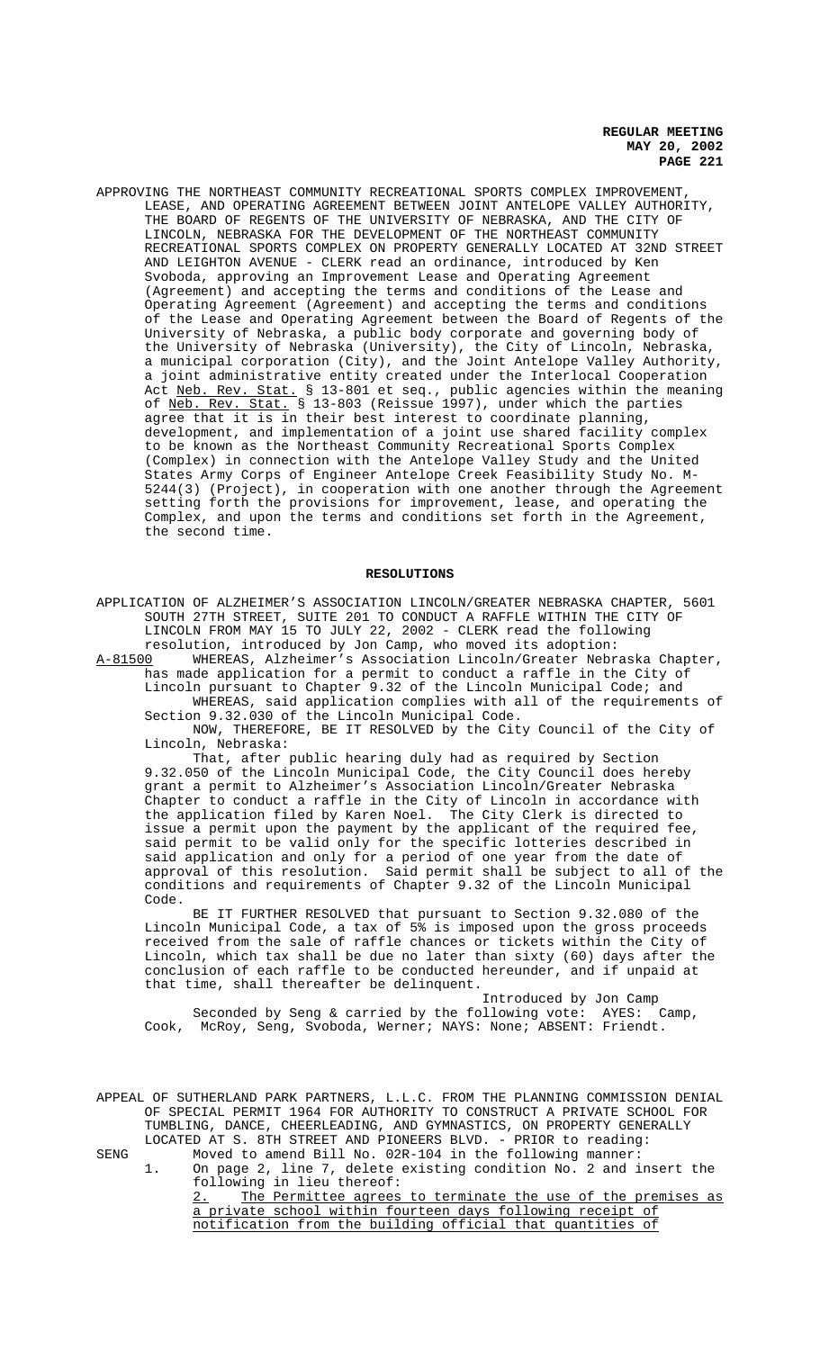APPROVING THE NORTHEAST COMMUNITY RECREATIONAL SPORTS COMPLEX IMPROVEMENT, LEASE, AND OPERATING AGREEMENT BETWEEN JOINT ANTELOPE VALLEY AUTHORITY, THE BOARD OF REGENTS OF THE UNIVERSITY OF NEBRASKA, AND THE CITY OF LINCOLN, NEBRASKA FOR THE DEVELOPMENT OF THE NORTHEAST COMMUNITY RECREATIONAL SPORTS COMPLEX ON PROPERTY GENERALLY LOCATED AT 32ND STREET AND LEIGHTON AVENUE - CLERK read an ordinance, introduced by Ken Svoboda, approving an Improvement Lease and Operating Agreement (Agreement) and accepting the terms and conditions of the Lease and Operating Agreement (Agreement) and accepting the terms and conditions of the Lease and Operating Agreement between the Board of Regents of the University of Nebraska, a public body corporate and governing body of the University of Nebraska (University), the City of Lincoln, Nebraska, a municipal corporation (City), and the Joint Antelope Valley Authority, a joint administrative entity created under the Interlocal Cooperation Act <u>Neb. Rev. Stat.</u> § 13-801 et seq., public agencies within the meaning of <u>Neb. Rev. Stat.</u> § 13-803 (Reissue 1997), under which the parties agree that it is in their best interest to coordinate planning, development, and implementation of a joint use shared facility complex to be known as the Northeast Community Recreational Sports Complex (Complex) in connection with the Antelope Valley Study and the United States Army Corps of Engineer Antelope Creek Feasibility Study No. M-5244(3) (Project), in cooperation with one another through the Agreement setting forth the provisions for improvement, lease, and operating the Complex, and upon the terms and conditions set forth in the Agreement, the second time.

## RESOLUTIONS

APPLICATION OF ALZHEIMER'S ASSOCIATION LINCOLN/GREATER NEBRASKA CHAPTER, 5601 SOUTH 27TH STREET, SUITE 201 TO CONDUCT A RAFFLE WITHIN THE CITY OF LINCOLN FROM MAY 15 TO JULY 22, 2002 - CLERK read the following resolution, introduced by Jon Camp, who moved its adoption:

<u>A-81500</u> WHEREAS, Alzheimer's Association Lincoln/Greater Nebraska Chapter, has made application for a permit to conduct a raffle in the City of Lincoln pursuant to Chapter 9.32 of the Lincoln Municipal Code; and

WHEREAS, said application complies with all of the requirements of Section 9.32.030 of the Lincoln Municipal Code.

NOW, THEREFORE, BE IT RESOLVED by the City Council of the City of Lincoln, Nebraska:

That, after public hearing duly had as required by Section 9.32.050 of the Lincoln Municipal Code, the City Council does hereby grant a permit to Alzheimer's Association Lincoln/Greater Nebraska Chapter to conduct a raffle in the City of Lincoln in accordance with the application filed by Karen Noel. The City Clerk is directed to issue a permit upon the payment by the applicant of the required fee, said permit to be valid only for the specific lotteries described in said application and only for a period of one year from the date of approval of this resolution. Said permit shall be subject to all of the conditions and requirements of Chapter 9.32 of the Lincoln Municipal Code.

BE IT FURTHER RESOLVED that pursuant to Section 9.32.080 of the Lincoln Municipal Code, a tax of 5% is imposed upon the gross proceeds received from the sale of raffle chances or tickets within the City of Lincoln, which tax shall be due no later than sixty (60) days after the conclusion of each raffle to be conducted hereunder, and if unpaid at that time, shall thereafter be delinquent.

Introduced by Jon Camp

Seconded by Seng & carried by the following vote: AYES: Camp, Cook, McRoy, Seng, Svoboda, Werner; NAYS: None; ABSENT: Friendt.

APPEAL OF SUTHERLAND PARK PARTNERS, L.L.C. FROM THE PLANNING COMMISSION DENIAL OF SPECIAL PERMIT 1964 FOR AUTHORITY TO CONSTRUCT A PRIVATE SCHOOL FOR TUMBLING, DANCE, CHEERLEADING, AND GYMNASTICS, ON PROPERTY GENERALLY LOCATED AT S. 8TH STREET AND PIONEERS BLVD. - PRIOR to reading:

SENG Moved to amend Bill No. 02R-104 in the following manner:

1. On page 2, line 7, delete existing condition No. 2 and insert the following in lieu thereof:
   <u>2. The Permittee agrees to terminate the use of the premises as a private school within fourteen days following receipt of notification from the building official that quantities of</u>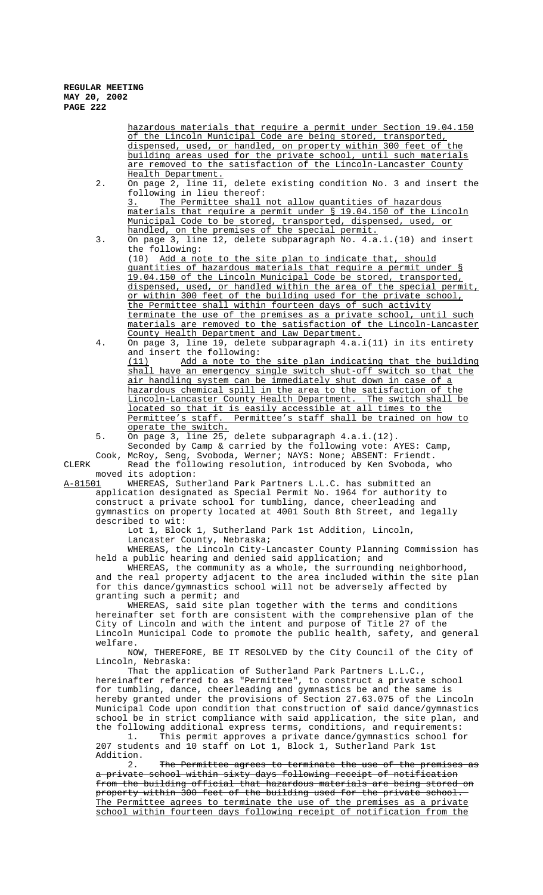hazardous materials that require a permit under Section 19.04.150 of the Lincoln Municipal Code are being stored, transported, dispensed, used, or handled, on property within 300 feet of the building areas used for the private school, until such materials are removed to the satisfaction of the Lincoln-Lancaster County Health Department.

2. On page 2, line 11, delete existing condition No. 3 and insert the following in lieu thereof:

   3. The Permittee shall not allow quantities of hazardous materials that require a permit under § 19.04.150 of the Lincoln Municipal Code to be stored, transported, dispensed, used, or handled, on the premises of the special permit.

3. On page 3, line 12, delete subparagraph No. 4.a.i.(10) and insert the following:

   (10) Add a note to the site plan to indicate that, should quantities of hazardous materials that require a permit under § 19.04.150 of the Lincoln Municipal Code be stored, transported, dispensed, used, or handled within the area of the special permit, or within 300 feet of the building used for the private school, the Permittee shall within fourteen days of such activity terminate the use of the premises as a private school, until such materials are removed to the satisfaction of the Lincoln-Lancaster County Health Department and Law Department.

4. On page 3, line 19, delete subparagraph 4.a.i(11) in its entirety and insert the following:

   (11) Add a note to the site plan indicating that the building shall have an emergency single switch shut-off switch so that the air handling system can be immediately shut down in case of a hazardous chemical spill in the area to the satisfaction of the Lincoln-Lancaster County Health Department. The switch shall be located so that it is easily accessible at all times to the Permittee's staff. Permittee's staff shall be trained on how to operate the switch.

5. On page 3, line 25, delete subparagraph 4.a.i.(12).

Seconded by Camp & carried by the following vote: AYES: Camp, Cook, McRoy, Seng, Svoboda, Werner; NAYS: None; ABSENT: Friendt.

CLERK Read the following resolution, introduced by Ken Svoboda, who moved its adoption:

A-81501 WHEREAS, Sutherland Park Partners L.L.C. has submitted an application designated as Special Permit No. 1964 for authority to construct a private school for tumbling, dance, cheerleading and gymnastics on property located at 4001 South 8th Street, and legally described to wit:

Lot 1, Block 1, Sutherland Park 1st Addition, Lincoln, Lancaster County, Nebraska;

WHEREAS, the Lincoln City-Lancaster County Planning Commission has held a public hearing and denied said application; and

WHEREAS, the community as a whole, the surrounding neighborhood, and the real property adjacent to the area included within the site plan for this dance/gymnastics school will not be adversely affected by granting such a permit; and

WHEREAS, said site plan together with the terms and conditions hereinafter set forth are consistent with the comprehensive plan of the City of Lincoln and with the intent and purpose of Title 27 of the Lincoln Municipal Code to promote the public health, safety, and general welfare.

NOW, THEREFORE, BE IT RESOLVED by the City Council of the City of Lincoln, Nebraska:

That the application of Sutherland Park Partners L.L.C., hereinafter referred to as "Permittee", to construct a private school for tumbling, dance, cheerleading and gymnastics be and the same is hereby granted under the provisions of Section 27.63.075 of the Lincoln Municipal Code upon condition that construction of said dance/gymnastics school be in strict compliance with said application, the site plan, and the following additional express terms, conditions, and requirements:

1. This permit approves a private dance/gymnastics school for 207 students and 10 staff on Lot 1, Block 1, Sutherland Park 1st Addition.

2. ~~The Permittee agrees to terminate the use of the premises as a private school within sixty days following receipt of notification from the building official that hazardous materials are being stored on property within 300 feet of the building used for the private school.~~ The Permittee agrees to terminate the use of the premises as a private school within fourteen days following receipt of notification from the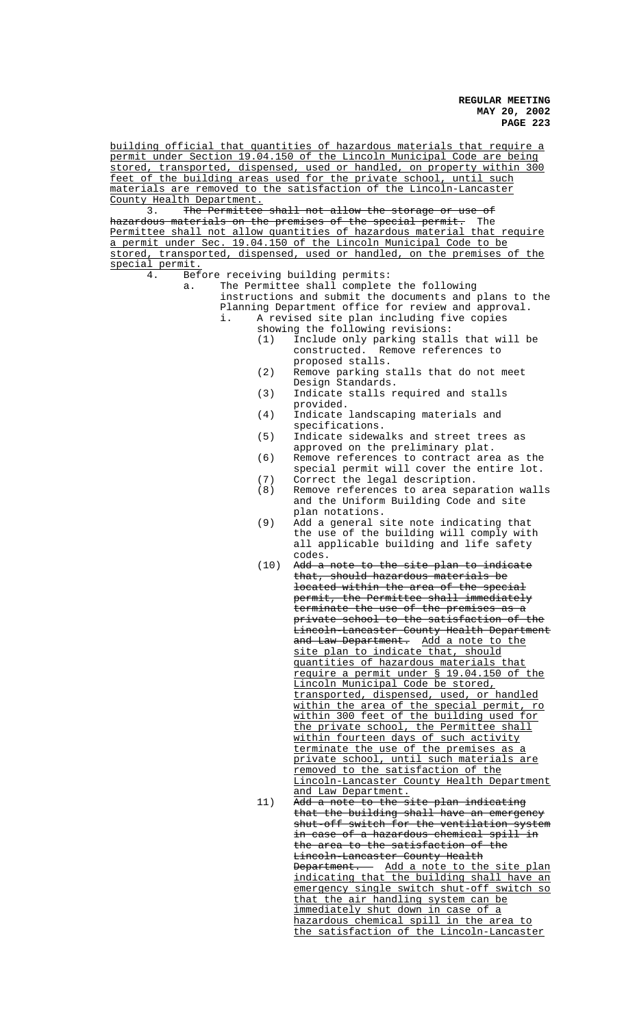building official that quantities of hazardous materials that require a permit under Section 19.04.150 of the Lincoln Municipal Code are being stored, transported, dispensed, used or handled, on property within 300 feet of the building areas used for the private school, until such materials are removed to the satisfaction of the Lincoln-Lancaster County Health Department.

3. ~~The Permittee shall not allow the storage or use of hazardous materials on the premises of the special permit.~~ The Permittee shall not allow quantities of hazardous material that require a permit under Sec. 19.04.150 of the Lincoln Municipal Code to be stored, transported, dispensed, used or handled, on the premises of the special permit.

4. Before receiving building permits:

   a. The Permittee shall complete the following instructions and submit the documents and plans to the Planning Department office for review and approval.

      i. A revised site plan including five copies showing the following revisions:

         (1) Include only parking stalls that will be constructed. Remove references to proposed stalls.

         (2) Remove parking stalls that do not meet Design Standards.

         (3) Indicate stalls required and stalls provided.

         (4) Indicate landscaping materials and specifications.

         (5) Indicate sidewalks and street trees as approved on the preliminary plat.

         (6) Remove references to contract area as the special permit will cover the entire lot.

         (7) Correct the legal description.

         (8) Remove references to area separation walls and the Uniform Building Code and site plan notations.

         (9) Add a general site note indicating that the use of the building will comply with all applicable building and life safety codes.

         (10) ~~Add a note to the site plan to indicate that, should hazardous materials be located within the area of the special permit, the Permittee shall immediately terminate the use of the premises as a private school to the satisfaction of the Lincoln-Lancaster County Health Department and Law Department.~~ Add a note to the site plan to indicate that, should quantities of hazardous materials that require a permit under § 19.04.150 of the Lincoln Municipal Code be stored, transported, dispensed, used, or handled within the area of the special permit, ro within 300 feet of the building used for the private school, the Permittee shall within fourteen days of such activity terminate the use of the premises as a private school, until such materials are removed to the satisfaction of the Lincoln-Lancaster County Health Department and Law Department.

         11) ~~Add a note to the site plan indicating that the building shall have an emergency shut-off switch for the ventilation system in case of a hazardous chemical spill in the area to the satisfaction of the Lincoln-Lancaster County Health Department.~~ Add a note to the site plan indicating that the building shall have an emergency single switch shut-off switch so that the air handling system can be immediately shut down in case of a hazardous chemical spill in the area to the satisfaction of the Lincoln-Lancaster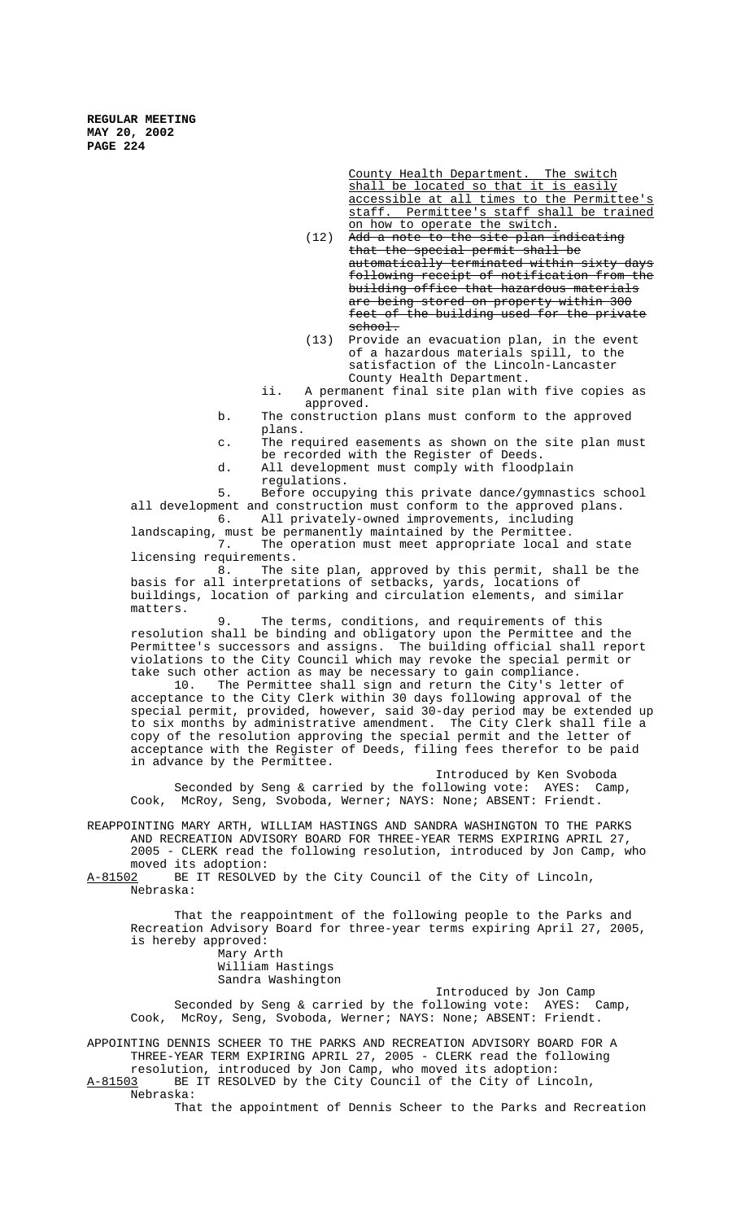County Health Department. The switch shall be located so that it is easily accessible at all times to the Permittee's staff. Permittee's staff shall be trained on how to operate the switch.

(12) ~~Add a note to the site plan indicating that the special permit shall be automatically terminated within sixty days following receipt of notification from the building office that hazardous materials are being stored on property within 300 feet of the building used for the private school.~~

(13) Provide an evacuation plan, in the event of a hazardous materials spill, to the satisfaction of the Lincoln-Lancaster County Health Department.

ii. A permanent final site plan with five copies as approved.

b. The construction plans must conform to the approved plans.

c. The required easements as shown on the site plan must be recorded with the Register of Deeds.

d. All development must comply with floodplain regulations.

5. Before occupying this private dance/gymnastics school all development and construction must conform to the approved plans.

6. All privately-owned improvements, including landscaping, must be permanently maintained by the Permittee.

7. The operation must meet appropriate local and state licensing requirements.

8. The site plan, approved by this permit, shall be the basis for all interpretations of setbacks, yards, locations of buildings, location of parking and circulation elements, and similar matters.

9. The terms, conditions, and requirements of this resolution shall be binding and obligatory upon the Permittee and the Permittee's successors and assigns. The building official shall report violations to the City Council which may revoke the special permit or take such other action as may be necessary to gain compliance.

10. The Permittee shall sign and return the City's letter of acceptance to the City Clerk within 30 days following approval of the special permit, provided, however, said 30-day period may be extended up to six months by administrative amendment. The City Clerk shall file a copy of the resolution approving the special permit and the letter of acceptance with the Register of Deeds, filing fees therefor to be paid in advance by the Permittee.

Introduced by Ken Svoboda

Seconded by Seng & carried by the following vote: AYES: Camp, Cook, McRoy, Seng, Svoboda, Werner; NAYS: None; ABSENT: Friendt.

REAPPOINTING MARY ARTH, WILLIAM HASTINGS AND SANDRA WASHINGTON TO THE PARKS AND RECREATION ADVISORY BOARD FOR THREE-YEAR TERMS EXPIRING APRIL 27, 2005 - CLERK read the following resolution, introduced by Jon Camp, who moved its adoption:

A-81502 BE IT RESOLVED by the City Council of the City of Lincoln, Nebraska:

That the reappointment of the following people to the Parks and Recreation Advisory Board for three-year terms expiring April 27, 2005, is hereby approved:

Mary Arth
William Hastings
Sandra Washington

Introduced by Jon Camp

Seconded by Seng & carried by the following vote: AYES: Camp, Cook, McRoy, Seng, Svoboda, Werner; NAYS: None; ABSENT: Friendt.

APPOINTING DENNIS SCHEER TO THE PARKS AND RECREATION ADVISORY BOARD FOR A THREE-YEAR TERM EXPIRING APRIL 27, 2005 - CLERK read the following resolution, introduced by Jon Camp, who moved its adoption:

A-81503 BE IT RESOLVED by the City Council of the City of Lincoln, Nebraska:

That the appointment of Dennis Scheer to the Parks and Recreation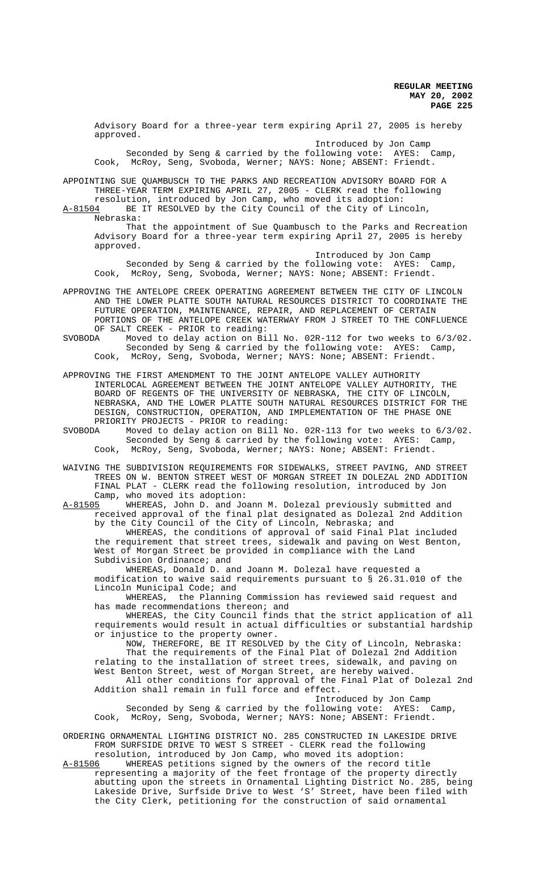Advisory Board for a three-year term expiring April 27, 2005 is hereby approved.

Introduced by Jon Camp

Seconded by Seng & carried by the following vote: AYES: Camp, Cook, McRoy, Seng, Svoboda, Werner; NAYS: None; ABSENT: Friendt.

APPOINTING SUE QUAMBUSCH TO THE PARKS AND RECREATION ADVISORY BOARD FOR A THREE-YEAR TERM EXPIRING APRIL 27, 2005 - CLERK read the following resolution, introduced by Jon Camp, who moved its adoption:

A-81504 BE IT RESOLVED by the City Council of the City of Lincoln, Nebraska:

That the appointment of Sue Quambusch to the Parks and Recreation Advisory Board for a three-year term expiring April 27, 2005 is hereby approved.

Introduced by Jon Camp

Seconded by Seng & carried by the following vote: AYES: Camp, Cook, McRoy, Seng, Svoboda, Werner; NAYS: None; ABSENT: Friendt.

APPROVING THE ANTELOPE CREEK OPERATING AGREEMENT BETWEEN THE CITY OF LINCOLN AND THE LOWER PLATTE SOUTH NATURAL RESOURCES DISTRICT TO COORDINATE THE FUTURE OPERATION, MAINTENANCE, REPAIR, AND REPLACEMENT OF CERTAIN PORTIONS OF THE ANTELOPE CREEK WATERWAY FROM J STREET TO THE CONFLUENCE OF SALT CREEK - PRIOR to reading:

SVOBODA Moved to delay action on Bill No. 02R-112 for two weeks to 6/3/02.

Seconded by Seng & carried by the following vote: AYES: Camp, Cook, McRoy, Seng, Svoboda, Werner; NAYS: None; ABSENT: Friendt.

APPROVING THE FIRST AMENDMENT TO THE JOINT ANTELOPE VALLEY AUTHORITY INTERLOCAL AGREEMENT BETWEEN THE JOINT ANTELOPE VALLEY AUTHORITY, THE BOARD OF REGENTS OF THE UNIVERSITY OF NEBRASKA, THE CITY OF LINCOLN, NEBRASKA, AND THE LOWER PLATTE SOUTH NATURAL RESOURCES DISTRICT FOR THE DESIGN, CONSTRUCTION, OPERATION, AND IMPLEMENTATION OF THE PHASE ONE PRIORITY PROJECTS - PRIOR to reading:

SVOBODA Moved to delay action on Bill No. 02R-113 for two weeks to 6/3/02.

Seconded by Seng & carried by the following vote: AYES: Camp, Cook, McRoy, Seng, Svoboda, Werner; NAYS: None; ABSENT: Friendt.

WAIVING THE SUBDIVISION REQUIREMENTS FOR SIDEWALKS, STREET PAVING, AND STREET TREES ON W. BENTON STREET WEST OF MORGAN STREET IN DOLEZAL 2ND ADDITION FINAL PLAT - CLERK read the following resolution, introduced by Jon Camp, who moved its adoption:

A-81505 WHEREAS, John D. and Joann M. Dolezal previously submitted and received approval of the final plat designated as Dolezal 2nd Addition by the City Council of the City of Lincoln, Nebraska; and

WHEREAS, the conditions of approval of said Final Plat included the requirement that street trees, sidewalk and paving on West Benton, West of Morgan Street be provided in compliance with the Land Subdivision Ordinance; and

WHEREAS, Donald D. and Joann M. Dolezal have requested a modification to waive said requirements pursuant to § 26.31.010 of the Lincoln Municipal Code; and

WHEREAS, the Planning Commission has reviewed said request and has made recommendations thereon; and

WHEREAS, the City Council finds that the strict application of all requirements would result in actual difficulties or substantial hardship or injustice to the property owner.

NOW, THEREFORE, BE IT RESOLVED by the City of Lincoln, Nebraska:

That the requirements of the Final Plat of Dolezal 2nd Addition relating to the installation of street trees, sidewalk, and paving on West Benton Street, west of Morgan Street, are hereby waived.

All other conditions for approval of the Final Plat of Dolezal 2nd Addition shall remain in full force and effect.

Introduced by Jon Camp

Seconded by Seng & carried by the following vote: AYES: Camp, Cook, McRoy, Seng, Svoboda, Werner; NAYS: None; ABSENT: Friendt.

ORDERING ORNAMENTAL LIGHTING DISTRICT NO. 285 CONSTRUCTED IN LAKESIDE DRIVE FROM SURFSIDE DRIVE TO WEST S STREET - CLERK read the following resolution, introduced by Jon Camp, who moved its adoption:

A-81506 WHEREAS petitions signed by the owners of the record title representing a majority of the feet frontage of the property directly abutting upon the streets in Ornamental Lighting District No. 285, being Lakeside Drive, Surfside Drive to West 'S' Street, have been filed with the City Clerk, petitioning for the construction of said ornamental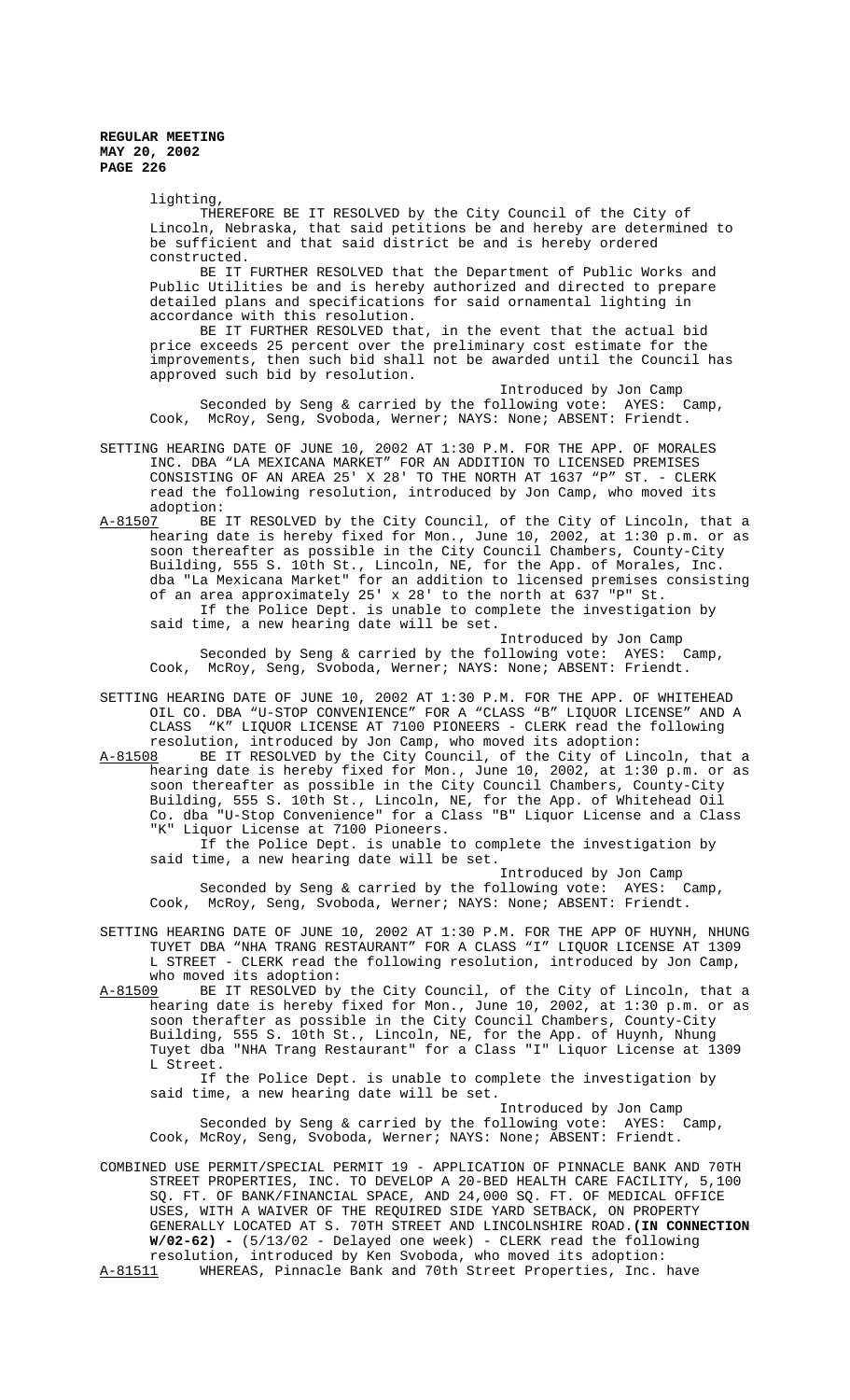lighting,

THEREFORE BE IT RESOLVED by the City Council of the City of Lincoln, Nebraska, that said petitions be and hereby are determined to be sufficient and that said district be and is hereby ordered constructed.

BE IT FURTHER RESOLVED that the Department of Public Works and Public Utilities be and is hereby authorized and directed to prepare detailed plans and specifications for said ornamental lighting in accordance with this resolution.

BE IT FURTHER RESOLVED that, in the event that the actual bid price exceeds 25 percent over the preliminary cost estimate for the improvements, then such bid shall not be awarded until the Council has approved such bid by resolution.

Introduced by Jon Camp

Seconded by Seng & carried by the following vote: AYES: Camp, Cook, McRoy, Seng, Svoboda, Werner; NAYS: None; ABSENT: Friendt.

SETTING HEARING DATE OF JUNE 10, 2002 AT 1:30 P.M. FOR THE APP. OF MORALES INC. DBA "LA MEXICANA MARKET" FOR AN ADDITION TO LICENSED PREMISES CONSISTING OF AN AREA 25' X 28' TO THE NORTH AT 1637 "P" ST. - CLERK read the following resolution, introduced by Jon Camp, who moved its adoption:

A-81507 BE IT RESOLVED by the City Council, of the City of Lincoln, that a hearing date is hereby fixed for Mon., June 10, 2002, at 1:30 p.m. or as soon thereafter as possible in the City Council Chambers, County-City Building, 555 S. 10th St., Lincoln, NE, for the App. of Morales, Inc. dba "La Mexicana Market" for an addition to licensed premises consisting of an area approximately 25' x 28' to the north at 637 "P" St.

If the Police Dept. is unable to complete the investigation by said time, a new hearing date will be set.

Introduced by Jon Camp

Seconded by Seng & carried by the following vote: AYES: Camp, Cook, McRoy, Seng, Svoboda, Werner; NAYS: None; ABSENT: Friendt.

SETTING HEARING DATE OF JUNE 10, 2002 AT 1:30 P.M. FOR THE APP. OF WHITEHEAD OIL CO. DBA "U-STOP CONVENIENCE" FOR A "CLASS "B" LIQUOR LICENSE" AND A CLASS "K" LIQUOR LICENSE AT 7100 PIONEERS - CLERK read the following resolution, introduced by Jon Camp, who moved its adoption:

A-81508 BE IT RESOLVED by the City Council, of the City of Lincoln, that a hearing date is hereby fixed for Mon., June 10, 2002, at 1:30 p.m. or as soon thereafter as possible in the City Council Chambers, County-City Building, 555 S. 10th St., Lincoln, NE, for the App. of Whitehead Oil Co. dba "U-Stop Convenience" for a Class "B" Liquor License and a Class "K" Liquor License at 7100 Pioneers.

If the Police Dept. is unable to complete the investigation by said time, a new hearing date will be set.

Introduced by Jon Camp

Seconded by Seng & carried by the following vote: AYES: Camp, Cook, McRoy, Seng, Svoboda, Werner; NAYS: None; ABSENT: Friendt.

SETTING HEARING DATE OF JUNE 10, 2002 AT 1:30 P.M. FOR THE APP OF HUYNH, NHUNG TUYET DBA "NHA TRANG RESTAURANT" FOR A CLASS "I" LIQUOR LICENSE AT 1309 L STREET - CLERK read the following resolution, introduced by Jon Camp, who moved its adoption:

A-81509 BE IT RESOLVED by the City Council, of the City of Lincoln, that a hearing date is hereby fixed for Mon., June 10, 2002, at 1:30 p.m. or as soon therafter as possible in the City Council Chambers, County-City Building, 555 S. 10th St., Lincoln, NE, for the App. of Huynh, Nhung Tuyet dba "NHA Trang Restaurant" for a Class "I" Liquor License at 1309 L Street.

If the Police Dept. is unable to complete the investigation by said time, a new hearing date will be set.

Introduced by Jon Camp

Seconded by Seng & carried by the following vote: AYES: Camp, Cook, McRoy, Seng, Svoboda, Werner; NAYS: None; ABSENT: Friendt.

COMBINED USE PERMIT/SPECIAL PERMIT 19 - APPLICATION OF PINNACLE BANK AND 70TH STREET PROPERTIES, INC. TO DEVELOP A 20-BED HEALTH CARE FACILITY, 5,100 SQ. FT. OF BANK/FINANCIAL SPACE, AND 24,000 SQ. FT. OF MEDICAL OFFICE USES, WITH A WAIVER OF THE REQUIRED SIDE YARD SETBACK, ON PROPERTY GENERALLY LOCATED AT S. 70TH STREET AND LINCOLNSHIRE ROAD. **(IN CONNECTION W/02-62) -** (5/13/02 - Delayed one week) - CLERK read the following resolution, introduced by Ken Svoboda, who moved its adoption:

A-81511 WHEREAS, Pinnacle Bank and 70th Street Properties, Inc. have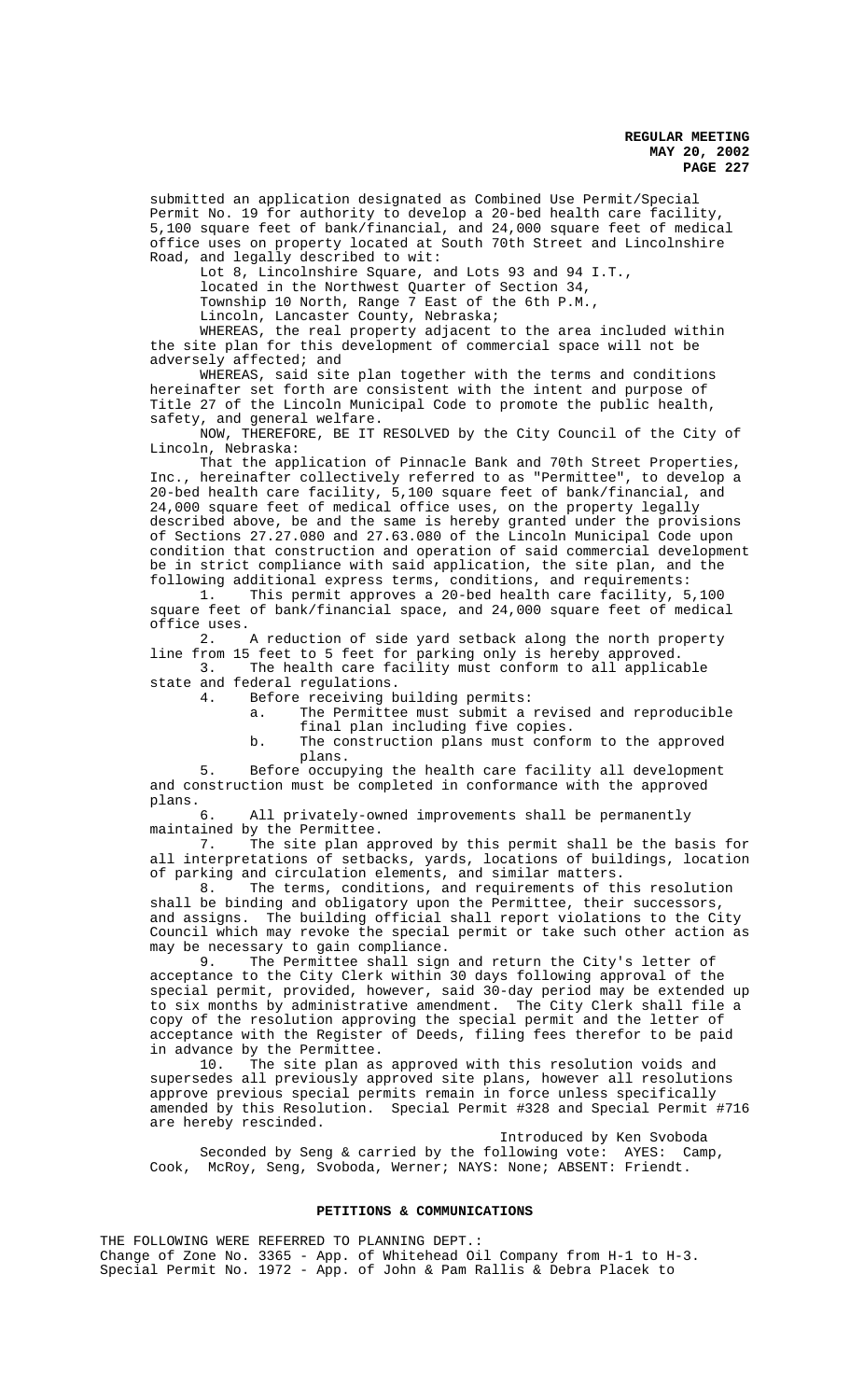submitted an application designated as Combined Use Permit/Special Permit No. 19 for authority to develop a 20-bed health care facility, 5,100 square feet of bank/financial, and 24,000 square feet of medical office uses on property located at South 70th Street and Lincolnshire Road, and legally described to wit:

Lot 8, Lincolnshire Square, and Lots 93 and 94 I.T.,
located in the Northwest Quarter of Section 34,
Township 10 North, Range 7 East of the 6th P.M.,
Lincoln, Lancaster County, Nebraska;

WHEREAS, the real property adjacent to the area included within the site plan for this development of commercial space will not be adversely affected; and

WHEREAS, said site plan together with the terms and conditions hereinafter set forth are consistent with the intent and purpose of Title 27 of the Lincoln Municipal Code to promote the public health, safety, and general welfare.

NOW, THEREFORE, BE IT RESOLVED by the City Council of the City of Lincoln, Nebraska:

That the application of Pinnacle Bank and 70th Street Properties, Inc., hereinafter collectively referred to as "Permittee", to develop a 20-bed health care facility, 5,100 square feet of bank/financial, and 24,000 square feet of medical office uses, on the property legally described above, be and the same is hereby granted under the provisions of Sections 27.27.080 and 27.63.080 of the Lincoln Municipal Code upon condition that construction and operation of said commercial development be in strict compliance with said application, the site plan, and the following additional express terms, conditions, and requirements:

1. This permit approves a 20-bed health care facility, 5,100 square feet of bank/financial space, and 24,000 square feet of medical office uses.

2. A reduction of side yard setback along the north property line from 15 feet to 5 feet for parking only is hereby approved.

3. The health care facility must conform to all applicable state and federal regulations.

4. Before receiving building permits:
   a. The Permittee must submit a revised and reproducible final plan including five copies.
   b. The construction plans must conform to the approved plans.

5. Before occupying the health care facility all development and construction must be completed in conformance with the approved plans.

6. All privately-owned improvements shall be permanently maintained by the Permittee.

7. The site plan approved by this permit shall be the basis for all interpretations of setbacks, yards, locations of buildings, location of parking and circulation elements, and similar matters.

8. The terms, conditions, and requirements of this resolution shall be binding and obligatory upon the Permittee, their successors, and assigns. The building official shall report violations to the City Council which may revoke the special permit or take such other action as may be necessary to gain compliance.

9. The Permittee shall sign and return the City's letter of acceptance to the City Clerk within 30 days following approval of the special permit, provided, however, said 30-day period may be extended up to six months by administrative amendment. The City Clerk shall file a copy of the resolution approving the special permit and the letter of acceptance with the Register of Deeds, filing fees therefor to be paid in advance by the Permittee.

10. The site plan as approved with this resolution voids and supersedes all previously approved site plans, however all resolutions approve previous special permits remain in force unless specifically amended by this Resolution. Special Permit #328 and Special Permit #716 are hereby rescinded.

Introduced by Ken Svoboda

Seconded by Seng & carried by the following vote: AYES: Camp, Cook, McRoy, Seng, Svoboda, Werner; NAYS: None; ABSENT: Friendt.

## PETITIONS & COMMUNICATIONS

THE FOLLOWING WERE REFERRED TO PLANNING DEPT.:
Change of Zone No. 3365 - App. of Whitehead Oil Company from H-1 to H-3.
Special Permit No. 1972 - App. of John & Pam Rallis & Debra Placek to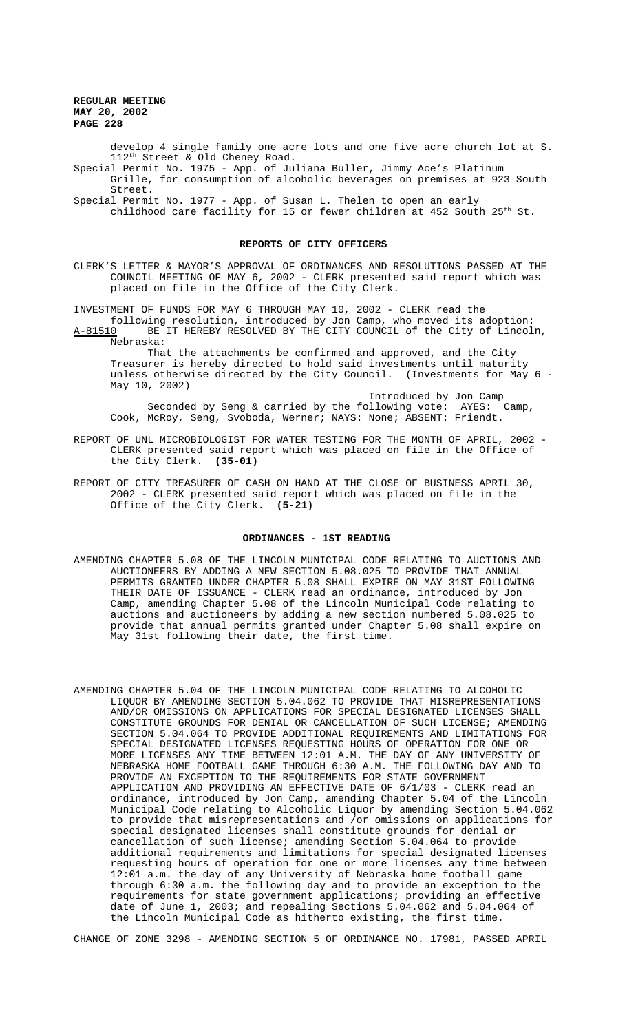develop 4 single family one acre lots and one five acre church lot at S. 112th Street & Old Cheney Road.

Special Permit No. 1975 - App. of Juliana Buller, Jimmy Ace's Platinum Grille, for consumption of alcoholic beverages on premises at 923 South Street.

Special Permit No. 1977 - App. of Susan L. Thelen to open an early childhood care facility for 15 or fewer children at 452 South 25th St.

## REPORTS OF CITY OFFICERS

CLERK'S LETTER & MAYOR'S APPROVAL OF ORDINANCES AND RESOLUTIONS PASSED AT THE COUNCIL MEETING OF MAY 6, 2002 - CLERK presented said report which was placed on file in the Office of the City Clerk.

INVESTMENT OF FUNDS FOR MAY 6 THROUGH MAY 10, 2002 - CLERK read the following resolution, introduced by Jon Camp, who moved its adoption:

A-81510 BE IT HEREBY RESOLVED BY THE CITY COUNCIL of the City of Lincoln, Nebraska:

That the attachments be confirmed and approved, and the City Treasurer is hereby directed to hold said investments until maturity unless otherwise directed by the City Council. (Investments for May 6 - May 10, 2002)

Introduced by Jon Camp

Seconded by Seng & carried by the following vote: AYES: Camp, Cook, McRoy, Seng, Svoboda, Werner; NAYS: None; ABSENT: Friendt.

REPORT OF UNL MICROBIOLOGIST FOR WATER TESTING FOR THE MONTH OF APRIL, 2002 - CLERK presented said report which was placed on file in the Office of the City Clerk. **(35-01)**

REPORT OF CITY TREASURER OF CASH ON HAND AT THE CLOSE OF BUSINESS APRIL 30, 2002 - CLERK presented said report which was placed on file in the Office of the City Clerk. **(5-21)**

## ORDINANCES - 1ST READING

AMENDING CHAPTER 5.08 OF THE LINCOLN MUNICIPAL CODE RELATING TO AUCTIONS AND AUCTIONEERS BY ADDING A NEW SECTION 5.08.025 TO PROVIDE THAT ANNUAL PERMITS GRANTED UNDER CHAPTER 5.08 SHALL EXPIRE ON MAY 31ST FOLLOWING THEIR DATE OF ISSUANCE - CLERK read an ordinance, introduced by Jon Camp, amending Chapter 5.08 of the Lincoln Municipal Code relating to auctions and auctioneers by adding a new section numbered 5.08.025 to provide that annual permits granted under Chapter 5.08 shall expire on May 31st following their date, the first time.

AMENDING CHAPTER 5.04 OF THE LINCOLN MUNICIPAL CODE RELATING TO ALCOHOLIC LIQUOR BY AMENDING SECTION 5.04.062 TO PROVIDE THAT MISREPRESENTATIONS AND/OR OMISSIONS ON APPLICATIONS FOR SPECIAL DESIGNATED LICENSES SHALL CONSTITUTE GROUNDS FOR DENIAL OR CANCELLATION OF SUCH LICENSE; AMENDING SECTION 5.04.064 TO PROVIDE ADDITIONAL REQUIREMENTS AND LIMITATIONS FOR SPECIAL DESIGNATED LICENSES REQUESTING HOURS OF OPERATION FOR ONE OR MORE LICENSES ANY TIME BETWEEN 12:01 A.M. THE DAY OF ANY UNIVERSITY OF NEBRASKA HOME FOOTBALL GAME THROUGH 6:30 A.M. THE FOLLOWING DAY AND TO PROVIDE AN EXCEPTION TO THE REQUIREMENTS FOR STATE GOVERNMENT APPLICATION AND PROVIDING AN EFFECTIVE DATE OF 6/1/03 - CLERK read an ordinance, introduced by Jon Camp, amending Chapter 5.04 of the Lincoln Municipal Code relating to Alcoholic Liquor by amending Section 5.04.062 to provide that misrepresentations and /or omissions on applications for special designated licenses shall constitute grounds for denial or cancellation of such license; amending Section 5.04.064 to provide additional requirements and limitations for special designated licenses requesting hours of operation for one or more licenses any time between 12:01 a.m. the day of any University of Nebraska home football game through 6:30 a.m. the following day and to provide an exception to the requirements for state government applications; providing an effective date of June 1, 2003; and repealing Sections 5.04.062 and 5.04.064 of the Lincoln Municipal Code as hitherto existing, the first time.

CHANGE OF ZONE 3298 - AMENDING SECTION 5 OF ORDINANCE NO. 17981, PASSED APRIL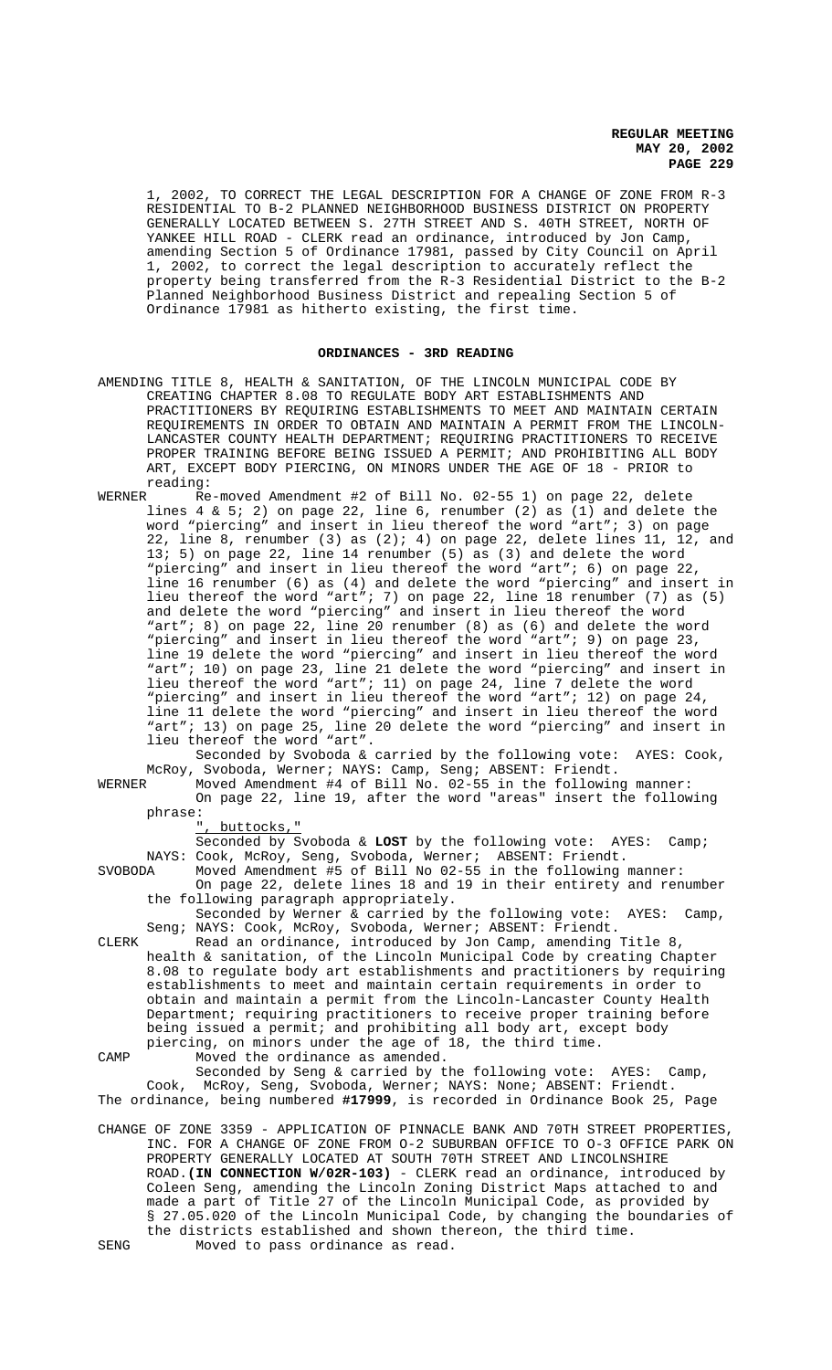1, 2002, TO CORRECT THE LEGAL DESCRIPTION FOR A CHANGE OF ZONE FROM R-3 RESIDENTIAL TO B-2 PLANNED NEIGHBORHOOD BUSINESS DISTRICT ON PROPERTY GENERALLY LOCATED BETWEEN S. 27TH STREET AND S. 40TH STREET, NORTH OF YANKEE HILL ROAD - CLERK read an ordinance, introduced by Jon Camp, amending Section 5 of Ordinance 17981, passed by City Council on April 1, 2002, to correct the legal description to accurately reflect the property being transferred from the R-3 Residential District to the B-2 Planned Neighborhood Business District and repealing Section 5 of Ordinance 17981 as hitherto existing, the first time.

## ORDINANCES - 3RD READING

AMENDING TITLE 8, HEALTH & SANITATION, OF THE LINCOLN MUNICIPAL CODE BY CREATING CHAPTER 8.08 TO REGULATE BODY ART ESTABLISHMENTS AND PRACTITIONERS BY REQUIRING ESTABLISHMENTS TO MEET AND MAINTAIN CERTAIN REQUIREMENTS IN ORDER TO OBTAIN AND MAINTAIN A PERMIT FROM THE LINCOLN-LANCASTER COUNTY HEALTH DEPARTMENT; REQUIRING PRACTITIONERS TO RECEIVE PROPER TRAINING BEFORE BEING ISSUED A PERMIT; AND PROHIBITING ALL BODY ART, EXCEPT BODY PIERCING, ON MINORS UNDER THE AGE OF 18 - PRIOR to reading:

WERNER Re-moved Amendment #2 of Bill No. 02-55 1) on page 22, delete lines 4 & 5; 2) on page 22, line 6, renumber (2) as (1) and delete the word "piercing" and insert in lieu thereof the word "art"; 3) on page 22, line 8, renumber (3) as (2); 4) on page 22, delete lines 11, 12, and 13; 5) on page 22, line 14 renumber (5) as (3) and delete the word "piercing" and insert in lieu thereof the word "art"; 6) on page 22, line 16 renumber (6) as (4) and delete the word "piercing" and insert in lieu thereof the word "art"; 7) on page 22, line 18 renumber (7) as (5) and delete the word "piercing" and insert in lieu thereof the word "art"; 8) on page 22, line 20 renumber (8) as (6) and delete the word "piercing" and insert in lieu thereof the word "art"; 9) on page 23, line 19 delete the word "piercing" and insert in lieu thereof the word "art"; 10) on page 23, line 21 delete the word "piercing" and insert in lieu thereof the word "art"; 11) on page 24, line 7 delete the word "piercing" and insert in lieu thereof the word "art"; 12) on page 24, line 11 delete the word "piercing" and insert in lieu thereof the word "art"; 13) on page 25, line 20 delete the word "piercing" and insert in lieu thereof the word "art".

Seconded by Svoboda & carried by the following vote: AYES: Cook, McRoy, Svoboda, Werner; NAYS: Camp, Seng; ABSENT: Friendt.

WERNER Moved Amendment #4 of Bill No. 02-55 in the following manner:

On page 22, line 19, after the word "areas" insert the following phrase:

", buttocks,"

Seconded by Svoboda & **LOST** by the following vote: AYES: Camp; NAYS: Cook, McRoy, Seng, Svoboda, Werner; ABSENT: Friendt.

SVOBODA Moved Amendment #5 of Bill No 02-55 in the following manner:

On page 22, delete lines 18 and 19 in their entirety and renumber the following paragraph appropriately.

Seconded by Werner & carried by the following vote: AYES: Camp, Seng; NAYS: Cook, McRoy, Svoboda, Werner; ABSENT: Friendt.

CLERK Read an ordinance, introduced by Jon Camp, amending Title 8, health & sanitation, of the Lincoln Municipal Code by creating Chapter 8.08 to regulate body art establishments and practitioners by requiring establishments to meet and maintain certain requirements in order to obtain and maintain a permit from the Lincoln-Lancaster County Health Department; requiring practitioners to receive proper training before being issued a permit; and prohibiting all body art, except body piercing, on minors under the age of 18, the third time.

CAMP Moved the ordinance as amended.

Seconded by Seng & carried by the following vote: AYES: Camp, Cook, McRoy, Seng, Svoboda, Werner; NAYS: None; ABSENT: Friendt.

The ordinance, being numbered **#17999**, is recorded in Ordinance Book 25, Page

CHANGE OF ZONE 3359 - APPLICATION OF PINNACLE BANK AND 70TH STREET PROPERTIES, INC. FOR A CHANGE OF ZONE FROM O-2 SUBURBAN OFFICE TO O-3 OFFICE PARK ON PROPERTY GENERALLY LOCATED AT SOUTH 70TH STREET AND LINCOLNSHIRE ROAD.**(IN CONNECTION W/02R-103)** - CLERK read an ordinance, introduced by Coleen Seng, amending the Lincoln Zoning District Maps attached to and made a part of Title 27 of the Lincoln Municipal Code, as provided by § 27.05.020 of the Lincoln Municipal Code, by changing the boundaries of the districts established and shown thereon, the third time.

SENG Moved to pass ordinance as read.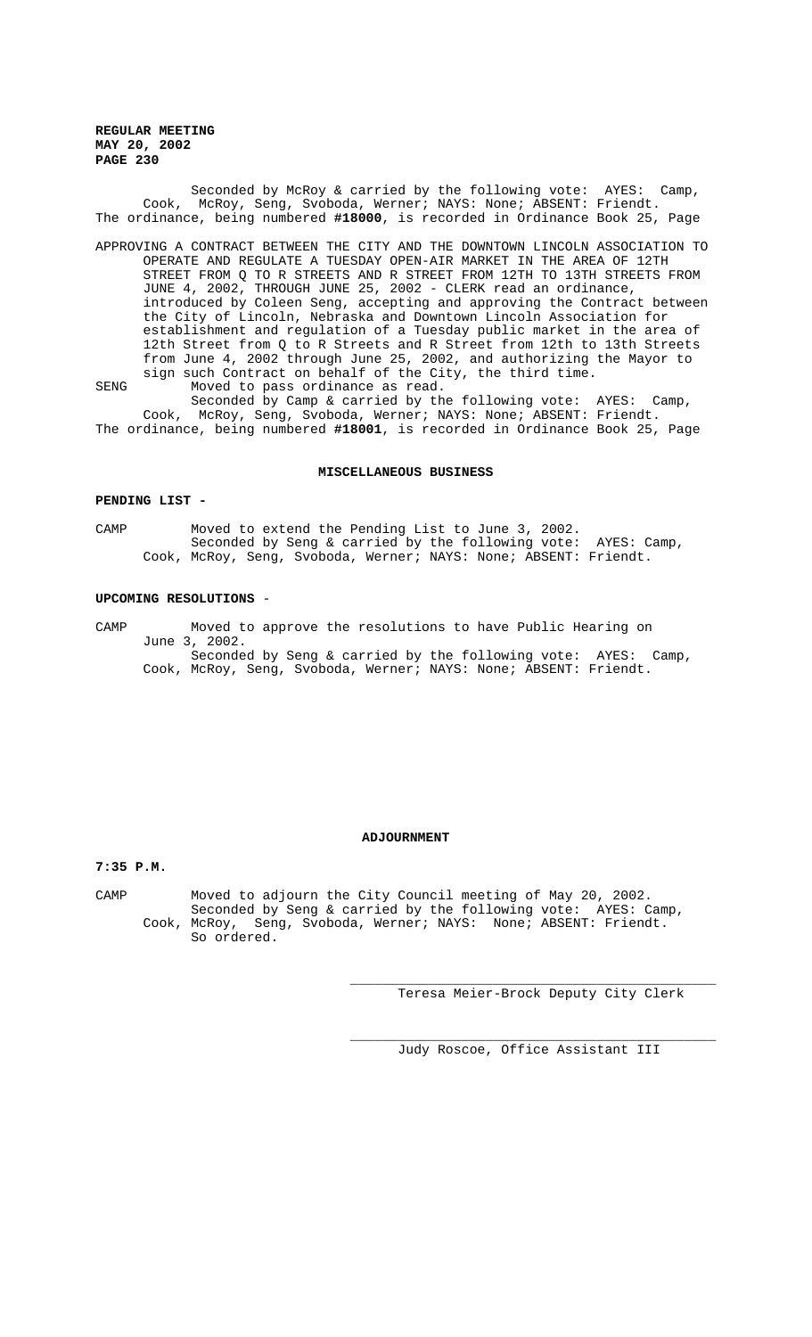Seconded by McRoy & carried by the following vote: AYES: Camp, Cook, McRoy, Seng, Svoboda, Werner; NAYS: None; ABSENT: Friendt. The ordinance, being numbered **#18000**, is recorded in Ordinance Book 25, Page

APPROVING A CONTRACT BETWEEN THE CITY AND THE DOWNTOWN LINCOLN ASSOCIATION TO OPERATE AND REGULATE A TUESDAY OPEN-AIR MARKET IN THE AREA OF 12TH STREET FROM Q TO R STREETS AND R STREET FROM 12TH TO 13TH STREETS FROM JUNE 4, 2002, THROUGH JUNE 25, 2002 - CLERK read an ordinance, introduced by Coleen Seng, accepting and approving the Contract between the City of Lincoln, Nebraska and Downtown Lincoln Association for establishment and regulation of a Tuesday public market in the area of 12th Street from Q to R Streets and R Street from 12th to 13th Streets from June 4, 2002 through June 25, 2002, and authorizing the Mayor to sign such Contract on behalf of the City, the third time.

SENG Moved to pass ordinance as read.

Seconded by Camp & carried by the following vote: AYES: Camp, Cook, McRoy, Seng, Svoboda, Werner; NAYS: None; ABSENT: Friendt. The ordinance, being numbered **#18001**, is recorded in Ordinance Book 25, Page

## MISCELLANEOUS BUSINESS

**PENDING LIST -**

CAMP Moved to extend the Pending List to June 3, 2002.

Seconded by Seng & carried by the following vote: AYES: Camp, Cook, McRoy, Seng, Svoboda, Werner; NAYS: None; ABSENT: Friendt.

**UPCOMING RESOLUTIONS** -

CAMP Moved to approve the resolutions to have Public Hearing on June 3, 2002.

Seconded by Seng & carried by the following vote: AYES: Camp, Cook, McRoy, Seng, Svoboda, Werner; NAYS: None; ABSENT: Friendt.

## ADJOURNMENT

**7:35 P.M.**

CAMP Moved to adjourn the City Council meeting of May 20, 2002.

Seconded by Seng & carried by the following vote: AYES: Camp, Cook, McRoy, Seng, Svoboda, Werner; NAYS: None; ABSENT: Friendt. So ordered.

\_\_\_\_\_\_\_\_\_\_\_\_\_\_\_\_\_\_\_\_\_\_\_\_\_\_\_\_\_\_\_\_\_\_\_\_\_\_\_\_\_\_\_\_

Teresa Meier-Brock Deputy City Clerk

\_\_\_\_\_\_\_\_\_\_\_\_\_\_\_\_\_\_\_\_\_\_\_\_\_\_\_\_\_\_\_\_\_\_\_\_\_\_\_\_\_\_\_\_

Judy Roscoe, Office Assistant III